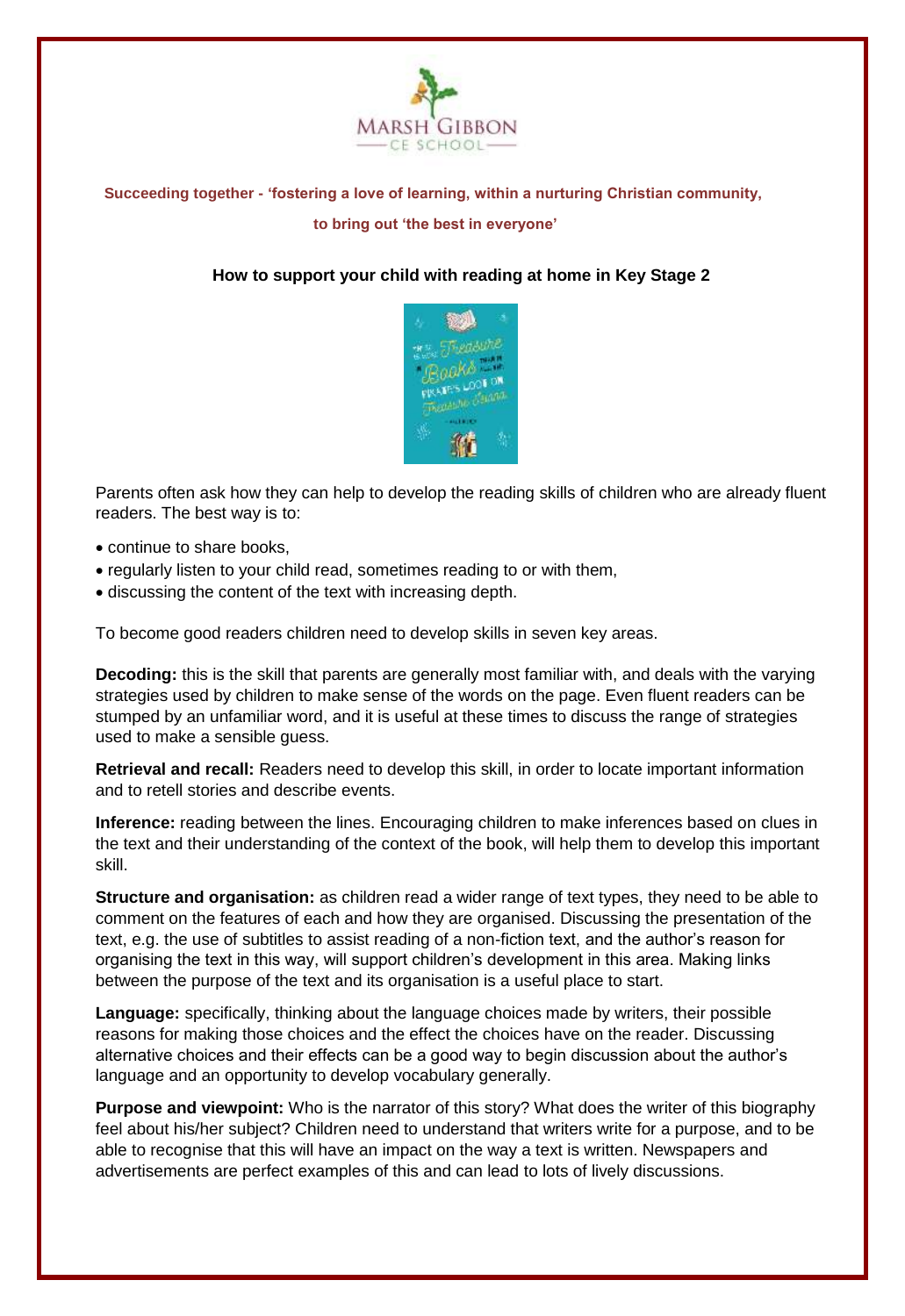MARSH GIBBON
CE SCHOOL

**Succeeding together - 'fostering a love of learning, within a nurturing Christian community, to bring out 'the best in everyone'**

## How to support your child with reading at home in Key Stage 2

Parents often ask how they can help to develop the reading skills of children who are already fluent readers. The best way is to:

- continue to share books,
- regularly listen to your child read, sometimes reading to or with them,
- discussing the content of the text with increasing depth.

To become good readers children need to develop skills in seven key areas.

**Decoding:** this is the skill that parents are generally most familiar with, and deals with the varying strategies used by children to make sense of the words on the page. Even fluent readers can be stumped by an unfamiliar word, and it is useful at these times to discuss the range of strategies used to make a sensible guess.

**Retrieval and recall:** Readers need to develop this skill, in order to locate important information and to retell stories and describe events.

**Inference:** reading between the lines. Encouraging children to make inferences based on clues in the text and their understanding of the context of the book, will help them to develop this important skill.

**Structure and organisation:** as children read a wider range of text types, they need to be able to comment on the features of each and how they are organised. Discussing the presentation of the text, e.g. the use of subtitles to assist reading of a non-fiction text, and the author's reason for organising the text in this way, will support children's development in this area. Making links between the purpose of the text and its organisation is a useful place to start.

**Language:** specifically, thinking about the language choices made by writers, their possible reasons for making those choices and the effect the choices have on the reader. Discussing alternative choices and their effects can be a good way to begin discussion about the author's language and an opportunity to develop vocabulary generally.

**Purpose and viewpoint:** Who is the narrator of this story? What does the writer of this biography feel about his/her subject? Children need to understand that writers write for a purpose, and to be able to recognise that this will have an impact on the way a text is written. Newspapers and advertisements are perfect examples of this and can lead to lots of lively discussions.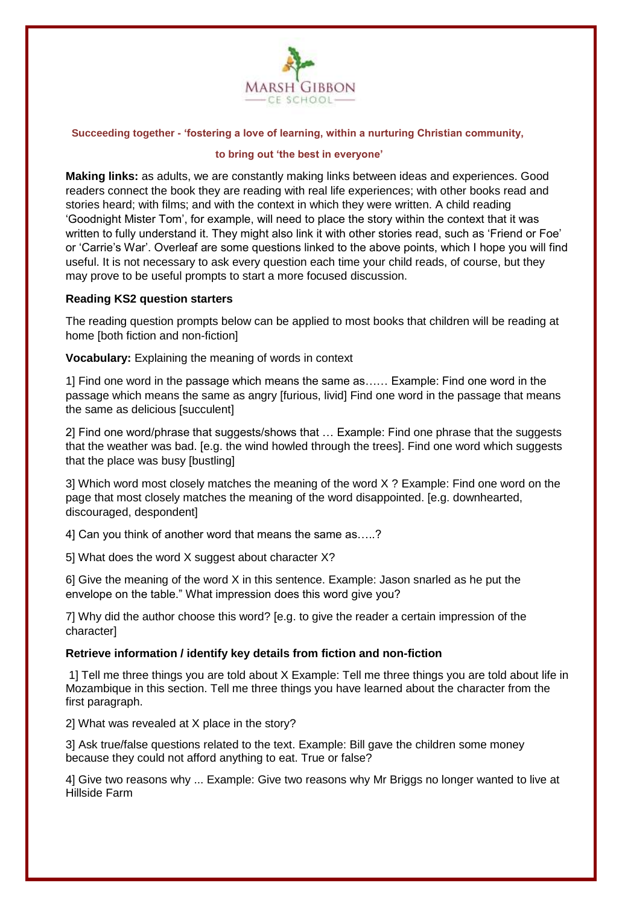MARSH GIBBON
CE SCHOOL

**Succeeding together - 'fostering a love of learning, within a nurturing Christian community,**

**to bring out 'the best in everyone'**

**Making links:** as adults, we are constantly making links between ideas and experiences. Good readers connect the book they are reading with real life experiences; with other books read and stories heard; with films; and with the context in which they were written. A child reading 'Goodnight Mister Tom', for example, will need to place the story within the context that it was written to fully understand it. They might also link it with other stories read, such as 'Friend or Foe' or 'Carrie's War'. Overleaf are some questions linked to the above points, which I hope you will find useful. It is not necessary to ask every question each time your child reads, of course, but they may prove to be useful prompts to start a more focused discussion.

**Reading KS2 question starters**

The reading question prompts below can be applied to most books that children will be reading at home [both fiction and non-fiction]

**Vocabulary:** Explaining the meaning of words in context

1] Find one word in the passage which means the same as…… Example: Find one word in the passage which means the same as angry [furious, livid] Find one word in the passage that means the same as delicious [succulent]

2] Find one word/phrase that suggests/shows that … Example: Find one phrase that the suggests that the weather was bad. [e.g. the wind howled through the trees]. Find one word which suggests that the place was busy [bustling]

3] Which word most closely matches the meaning of the word X ? Example: Find one word on the page that most closely matches the meaning of the word disappointed. [e.g. downhearted, discouraged, despondent]

4] Can you think of another word that means the same as…..?

5] What does the word X suggest about character X?

6] Give the meaning of the word X in this sentence. Example: Jason snarled as he put the envelope on the table." What impression does this word give you?

7] Why did the author choose this word? [e.g. to give the reader a certain impression of the character]

**Retrieve information / identify key details from fiction and non-fiction**

1] Tell me three things you are told about X Example: Tell me three things you are told about life in Mozambique in this section. Tell me three things you have learned about the character from the first paragraph.

2] What was revealed at X place in the story?

3] Ask true/false questions related to the text. Example: Bill gave the children some money because they could not afford anything to eat. True or false?

4] Give two reasons why ... Example: Give two reasons why Mr Briggs no longer wanted to live at Hillside Farm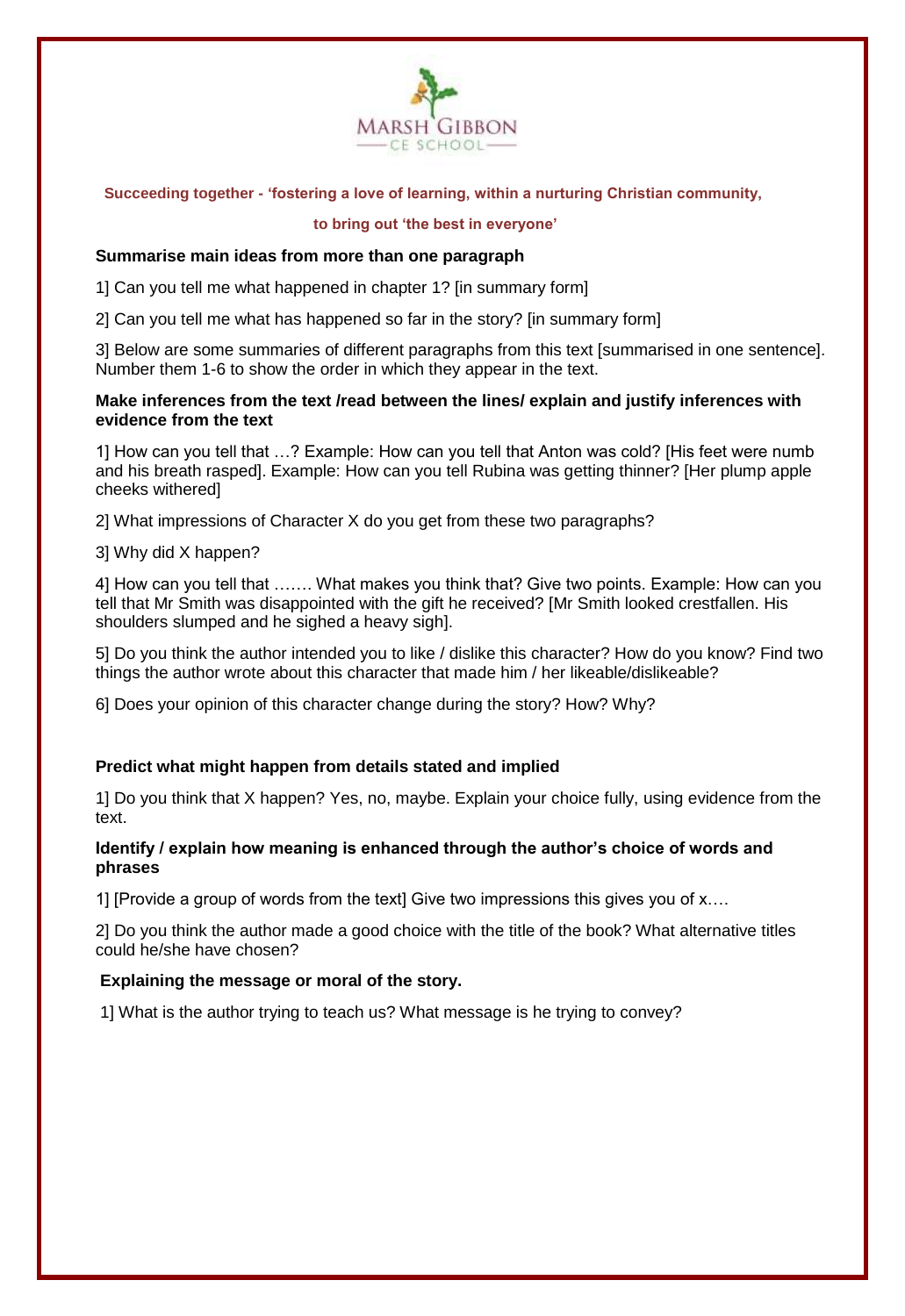MARSH GIBBON
CE SCHOOL

**Succeeding together - 'fostering a love of learning, within a nurturing Christian community,**

**to bring out 'the best in everyone'**

**Summarise main ideas from more than one paragraph**

1] Can you tell me what happened in chapter 1? [in summary form]

2] Can you tell me what has happened so far in the story? [in summary form]

3] Below are some summaries of different paragraphs from this text [summarised in one sentence]. Number them 1-6 to show the order in which they appear in the text.

**Make inferences from the text /read between the lines/ explain and justify inferences with evidence from the text**

1] How can you tell that …? Example: How can you tell that Anton was cold? [His feet were numb and his breath rasped]. Example: How can you tell Rubina was getting thinner? [Her plump apple cheeks withered]

2] What impressions of Character X do you get from these two paragraphs?

3] Why did X happen?

4] How can you tell that ……. What makes you think that? Give two points. Example: How can you tell that Mr Smith was disappointed with the gift he received? [Mr Smith looked crestfallen. His shoulders slumped and he sighed a heavy sigh].

5] Do you think the author intended you to like / dislike this character? How do you know? Find two things the author wrote about this character that made him / her likeable/dislikeable?

6] Does your opinion of this character change during the story? How? Why?

**Predict what might happen from details stated and implied**

1] Do you think that X happen? Yes, no, maybe. Explain your choice fully, using evidence from the text.

**Identify / explain how meaning is enhanced through the author's choice of words and phrases**

1] [Provide a group of words from the text] Give two impressions this gives you of x….

2] Do you think the author made a good choice with the title of the book? What alternative titles could he/she have chosen?

**Explaining the message or moral of the story.**

1] What is the author trying to teach us? What message is he trying to convey?